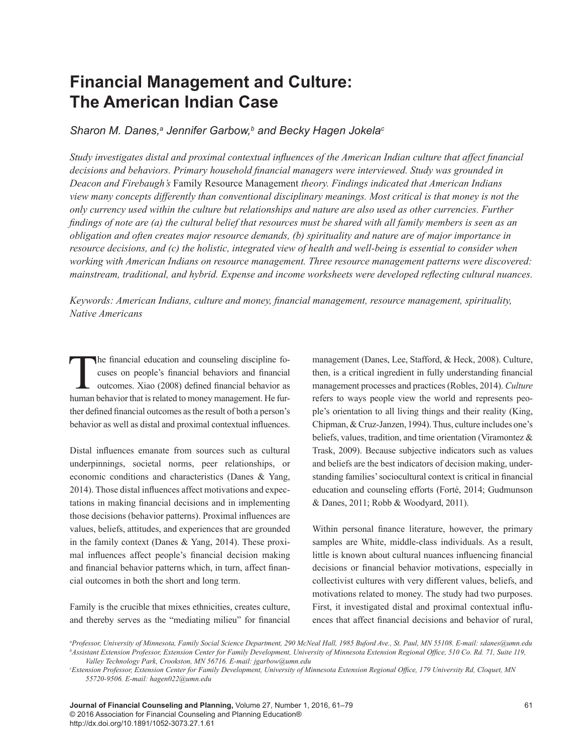# Financial Management and Culture: The American Indian Case

*Sharon M. Danes,[a] Jennifer Garbow,[b] and Becky Hagen Jokela[c]*

*Study investigates distal and proximal contextual influences of the American Indian culture that affect financial decisions and behaviors. Primary household financial managers were interviewed. Study was grounded in Deacon and Firebaugh's* Family Resource Management *theory. Findings indicated that American Indians view many concepts differently than conventional disciplinary meanings. Most critical is that money is not the only currency used within the culture but relationships and nature are also used as other currencies. Further findings of note are (a) the cultural belief that resources must be shared with all family members is seen as an obligation and often creates major resource demands, (b) spirituality and nature are of major importance in resource decisions, and (c) the holistic, integrated view of health and well-being is essential to consider when working with American Indians on resource management. Three resource management patterns were discovered: mainstream, traditional, and hybrid. Expense and income worksheets were developed reflecting cultural nuances.*

*Keywords: American Indians, culture and money, financial management, resource management, spirituality, Native Americans*

The financial education and counseling discipline focuses on people's financial behaviors and financial outcomes. Xiao (2008) defined financial behavior as human behavior that is related to money management. He further defined financial outcomes as the result of both a person's behavior as well as distal and proximal contextual influences.

Distal influences emanate from sources such as cultural underpinnings, societal norms, peer relationships, or economic conditions and characteristics (Danes & Yang, 2014). Those distal influences affect motivations and expectations in making financial decisions and in implementing those decisions (behavior patterns). Proximal influences are values, beliefs, attitudes, and experiences that are grounded in the family context (Danes & Yang, 2014). These proximal influences affect people's financial decision making and financial behavior patterns which, in turn, affect financial outcomes in both the short and long term.

Family is the crucible that mixes ethnicities, creates culture, and thereby serves as the "mediating milieu" for financial management (Danes, Lee, Stafford, & Heck, 2008). Culture, then, is a critical ingredient in fully understanding financial management processes and practices (Robles, 2014). *Culture* refers to ways people view the world and represents people's orientation to all living things and their reality (King, Chipman, & Cruz-Janzen, 1994). Thus, culture includes one's beliefs, values, tradition, and time orientation (Viramontez & Trask, 2009). Because subjective indicators such as values and beliefs are the best indicators of decision making, understanding families' sociocultural context is critical in financial education and counseling efforts (Forté, 2014; Gudmunson & Danes, 2011; Robb & Woodyard, 2011).

Within personal finance literature, however, the primary samples are White, middle-class individuals. As a result, little is known about cultural nuances influencing financial decisions or financial behavior motivations, especially in collectivist cultures with very different values, beliefs, and motivations related to money. The study had two purposes. First, it investigated distal and proximal contextual influences that affect financial decisions and behavior of rural,

[a] Professor, University of Minnesota, Family Social Science Department, 290 McNeal Hall, 1985 Buford Ave., St. Paul, MN 55108. E-mail: sdanes@umn.edu
[b] Assistant Extension Professor, Extension Center for Family Development, University of Minnesota Extension Regional Office, 510 Co. Rd. 71, Suite 119, Valley Technology Park, Crookston, MN 56716. E-mail: jgarbow@umn.edu
[c] Extension Professor, Extension Center for Family Development, University of Minnesota Extension Regional Office, 179 University Rd, Cloquet, MN 55720-9506. E-mail: hagen022@umn.edu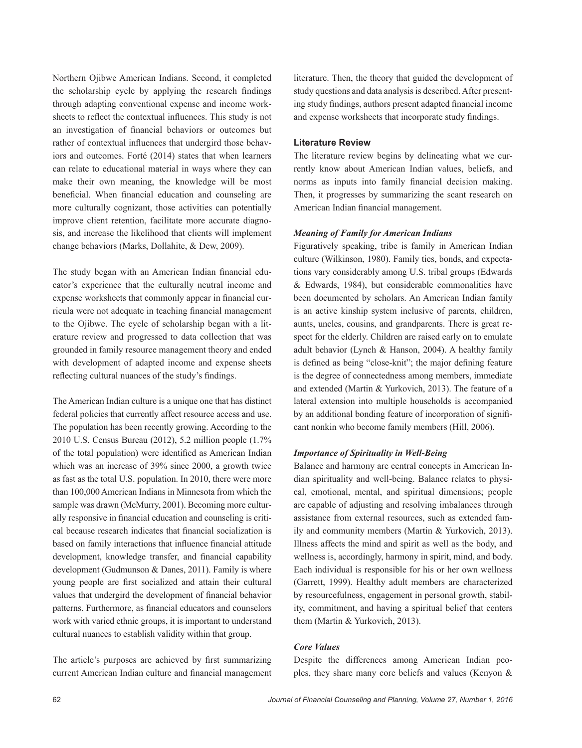Northern Ojibwe American Indians. Second, it completed the scholarship cycle by applying the research findings through adapting conventional expense and income worksheets to reflect the contextual influences. This study is not an investigation of financial behaviors or outcomes but rather of contextual influences that undergird those behaviors and outcomes. Forté (2014) states that when learners can relate to educational material in ways where they can make their own meaning, the knowledge will be most beneficial. When financial education and counseling are more culturally cognizant, those activities can potentially improve client retention, facilitate more accurate diagnosis, and increase the likelihood that clients will implement change behaviors (Marks, Dollahite, & Dew, 2009).

The study began with an American Indian financial educator's experience that the culturally neutral income and expense worksheets that commonly appear in financial curricula were not adequate in teaching financial management to the Ojibwe. The cycle of scholarship began with a literature review and progressed to data collection that was grounded in family resource management theory and ended with development of adapted income and expense sheets reflecting cultural nuances of the study's findings.

The American Indian culture is a unique one that has distinct federal policies that currently affect resource access and use. The population has been recently growing. According to the 2010 U.S. Census Bureau (2012), 5.2 million people (1.7% of the total population) were identified as American Indian which was an increase of 39% since 2000, a growth twice as fast as the total U.S. population. In 2010, there were more than 100,000 American Indians in Minnesota from which the sample was drawn (McMurry, 2001). Becoming more culturally responsive in financial education and counseling is critical because research indicates that financial socialization is based on family interactions that influence financial attitude development, knowledge transfer, and financial capability development (Gudmunson & Danes, 2011). Family is where young people are first socialized and attain their cultural values that undergird the development of financial behavior patterns. Furthermore, as financial educators and counselors work with varied ethnic groups, it is important to understand cultural nuances to establish validity within that group.

The article's purposes are achieved by first summarizing current American Indian culture and financial management literature. Then, the theory that guided the development of study questions and data analysis is described. After presenting study findings, authors present adapted financial income and expense worksheets that incorporate study findings.

## Literature Review

The literature review begins by delineating what we currently know about American Indian values, beliefs, and norms as inputs into family financial decision making. Then, it progresses by summarizing the scant research on American Indian financial management.

### *Meaning of Family for American Indians*

Figuratively speaking, tribe is family in American Indian culture (Wilkinson, 1980). Family ties, bonds, and expectations vary considerably among U.S. tribal groups (Edwards & Edwards, 1984), but considerable commonalities have been documented by scholars. An American Indian family is an active kinship system inclusive of parents, children, aunts, uncles, cousins, and grandparents. There is great respect for the elderly. Children are raised early on to emulate adult behavior (Lynch & Hanson, 2004). A healthy family is defined as being "close-knit"; the major defining feature is the degree of connectedness among members, immediate and extended (Martin & Yurkovich, 2013). The feature of a lateral extension into multiple households is accompanied by an additional bonding feature of incorporation of significant nonkin who become family members (Hill, 2006).

### *Importance of Spirituality in Well-Being*

Balance and harmony are central concepts in American Indian spirituality and well-being. Balance relates to physical, emotional, mental, and spiritual dimensions; people are capable of adjusting and resolving imbalances through assistance from external resources, such as extended family and community members (Martin & Yurkovich, 2013). Illness affects the mind and spirit as well as the body, and wellness is, accordingly, harmony in spirit, mind, and body. Each individual is responsible for his or her own wellness (Garrett, 1999). Healthy adult members are characterized by resourcefulness, engagement in personal growth, stability, commitment, and having a spiritual belief that centers them (Martin & Yurkovich, 2013).

### *Core Values*

Despite the differences among American Indian peoples, they share many core beliefs and values (Kenyon &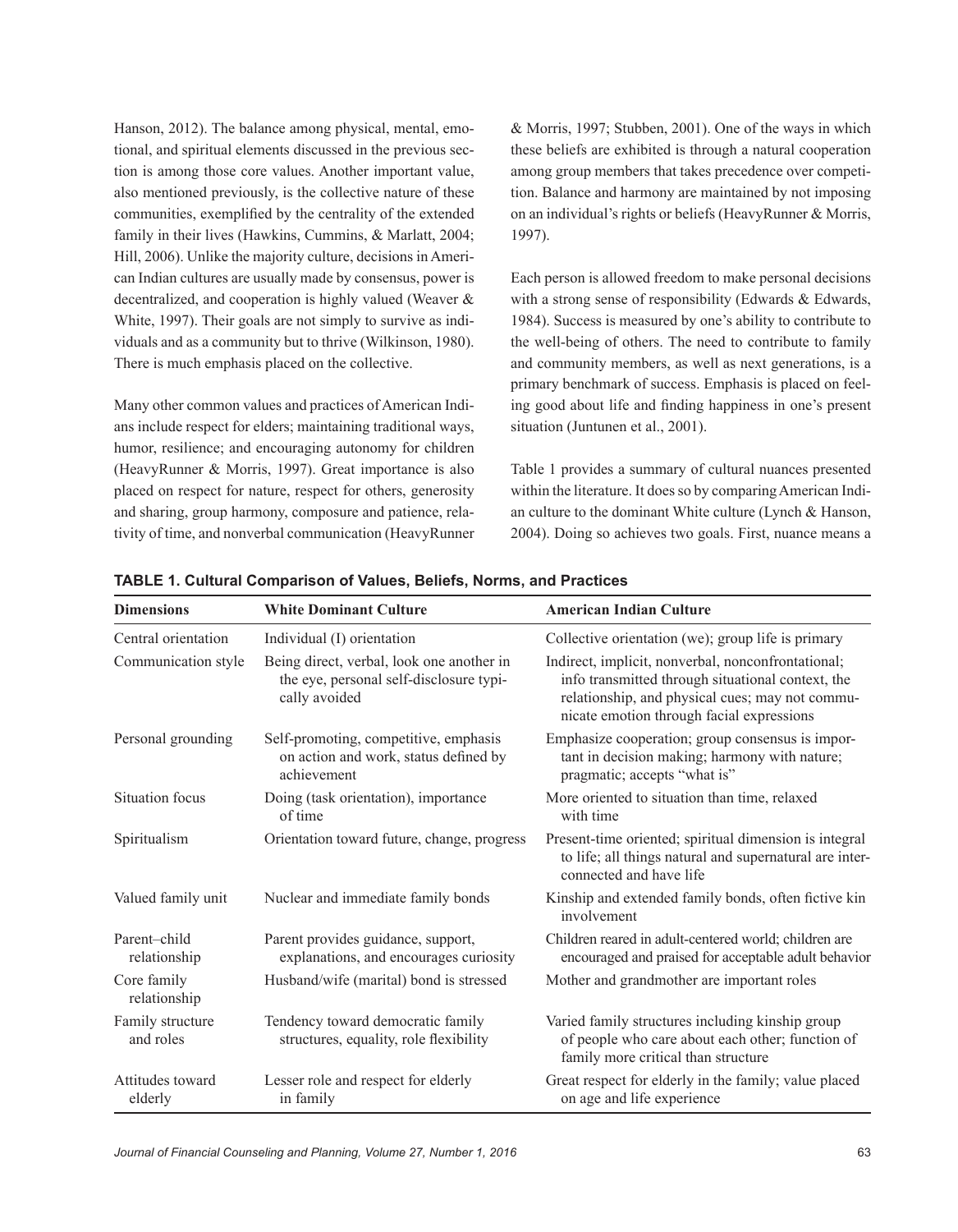Hanson, 2012). The balance among physical, mental, emotional, and spiritual elements discussed in the previous section is among those core values. Another important value, also mentioned previously, is the collective nature of these communities, exemplified by the centrality of the extended family in their lives (Hawkins, Cummins, & Marlatt, 2004; Hill, 2006). Unlike the majority culture, decisions in American Indian cultures are usually made by consensus, power is decentralized, and cooperation is highly valued (Weaver & White, 1997). Their goals are not simply to survive as individuals and as a community but to thrive (Wilkinson, 1980). There is much emphasis placed on the collective.

Many other common values and practices of American Indians include respect for elders; maintaining traditional ways, humor, resilience; and encouraging autonomy for children (HeavyRunner & Morris, 1997). Great importance is also placed on respect for nature, respect for others, generosity and sharing, group harmony, composure and patience, relativity of time, and nonverbal communication (HeavyRunner & Morris, 1997; Stubben, 2001). One of the ways in which these beliefs are exhibited is through a natural cooperation among group members that takes precedence over competition. Balance and harmony are maintained by not imposing on an individual's rights or beliefs (HeavyRunner & Morris, 1997).

Each person is allowed freedom to make personal decisions with a strong sense of responsibility (Edwards & Edwards, 1984). Success is measured by one's ability to contribute to the well-being of others. The need to contribute to family and community members, as well as next generations, is a primary benchmark of success. Emphasis is placed on feeling good about life and finding happiness in one's present situation (Juntunen et al., 2001).

Table 1 provides a summary of cultural nuances presented within the literature. It does so by comparing American Indian culture to the dominant White culture (Lynch & Hanson, 2004). Doing so achieves two goals. First, nuance means a

**TABLE 1. Cultural Comparison of Values, Beliefs, Norms, and Practices**

| Dimensions | White Dominant Culture | American Indian Culture |
|---|---|---|
| Central orientation | Individual (I) orientation | Collective orientation (we); group life is primary |
| Communication style | Being direct, verbal, look one another in the eye, personal self-disclosure typically avoided | Indirect, implicit, nonverbal, nonconfrontational; info transmitted through situational context, the relationship, and physical cues; may not communicate emotion through facial expressions |
| Personal grounding | Self-promoting, competitive, emphasis on action and work, status defined by achievement | Emphasize cooperation; group consensus is important in decision making; harmony with nature; pragmatic; accepts "what is" |
| Situation focus | Doing (task orientation), importance of time | More oriented to situation than time, relaxed with time |
| Spiritualism | Orientation toward future, change, progress | Present-time oriented; spiritual dimension is integral to life; all things natural and supernatural are interconnected and have life |
| Valued family unit | Nuclear and immediate family bonds | Kinship and extended family bonds, often fictive kin involvement |
| Parent–child relationship | Parent provides guidance, support, explanations, and encourages curiosity | Children reared in adult-centered world; children are encouraged and praised for acceptable adult behavior |
| Core family relationship | Husband/wife (marital) bond is stressed | Mother and grandmother are important roles |
| Family structure and roles | Tendency toward democratic family structures, equality, role flexibility | Varied family structures including kinship group of people who care about each other; function of family more critical than structure |
| Attitudes toward elderly | Lesser role and respect for elderly in family | Great respect for elderly in the family; value placed on age and life experience |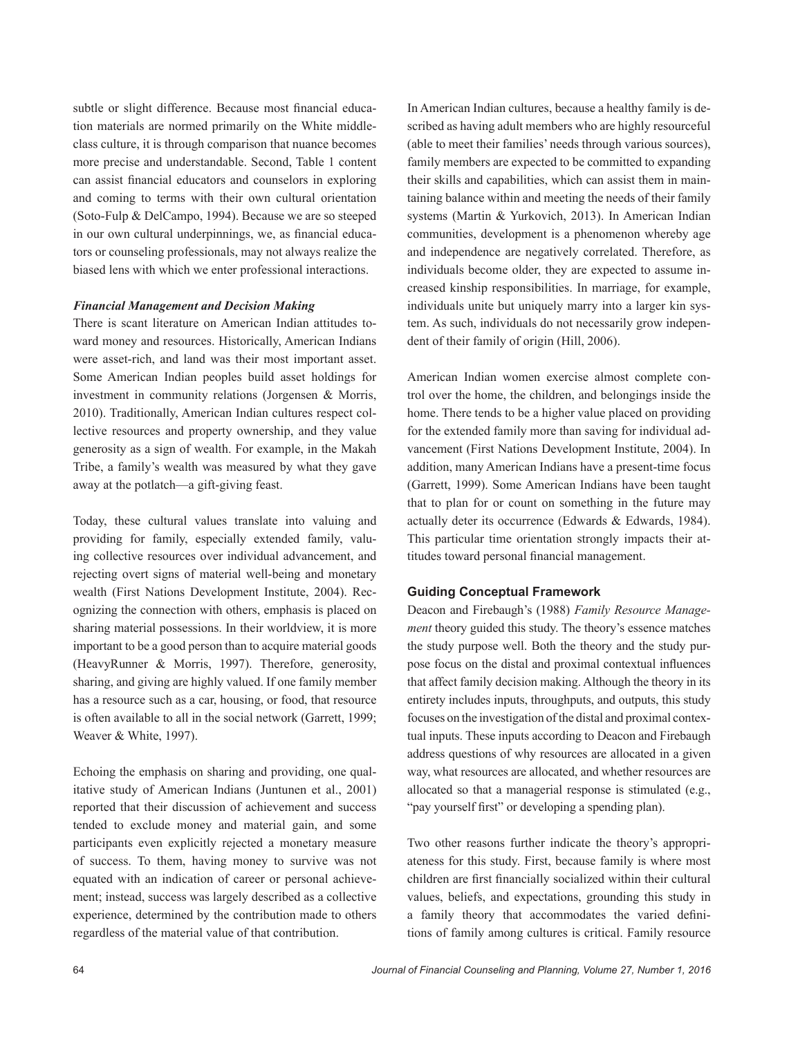subtle or slight difference. Because most financial education materials are normed primarily on the White middle-class culture, it is through comparison that nuance becomes more precise and understandable. Second, Table 1 content can assist financial educators and counselors in exploring and coming to terms with their own cultural orientation (Soto-Fulp & DelCampo, 1994). Because we are so steeped in our own cultural underpinnings, we, as financial educators or counseling professionals, may not always realize the biased lens with which we enter professional interactions.

#### *Financial Management and Decision Making*

There is scant literature on American Indian attitudes toward money and resources. Historically, American Indians were asset-rich, and land was their most important asset. Some American Indian peoples build asset holdings for investment in community relations (Jorgensen & Morris, 2010). Traditionally, American Indian cultures respect collective resources and property ownership, and they value generosity as a sign of wealth. For example, in the Makah Tribe, a family's wealth was measured by what they gave away at the potlatch—a gift-giving feast.

Today, these cultural values translate into valuing and providing for family, especially extended family, valuing collective resources over individual advancement, and rejecting overt signs of material well-being and monetary wealth (First Nations Development Institute, 2004). Recognizing the connection with others, emphasis is placed on sharing material possessions. In their worldview, it is more important to be a good person than to acquire material goods (HeavyRunner & Morris, 1997). Therefore, generosity, sharing, and giving are highly valued. If one family member has a resource such as a car, housing, or food, that resource is often available to all in the social network (Garrett, 1999; Weaver & White, 1997).

Echoing the emphasis on sharing and providing, one qualitative study of American Indians (Juntunen et al., 2001) reported that their discussion of achievement and success tended to exclude money and material gain, and some participants even explicitly rejected a monetary measure of success. To them, having money to survive was not equated with an indication of career or personal achievement; instead, success was largely described as a collective experience, determined by the contribution made to others regardless of the material value of that contribution.

In American Indian cultures, because a healthy family is described as having adult members who are highly resourceful (able to meet their families' needs through various sources), family members are expected to be committed to expanding their skills and capabilities, which can assist them in maintaining balance within and meeting the needs of their family systems (Martin & Yurkovich, 2013). In American Indian communities, development is a phenomenon whereby age and independence are negatively correlated. Therefore, as individuals become older, they are expected to assume increased kinship responsibilities. In marriage, for example, individuals unite but uniquely marry into a larger kin system. As such, individuals do not necessarily grow independent of their family of origin (Hill, 2006).

American Indian women exercise almost complete control over the home, the children, and belongings inside the home. There tends to be a higher value placed on providing for the extended family more than saving for individual advancement (First Nations Development Institute, 2004). In addition, many American Indians have a present-time focus (Garrett, 1999). Some American Indians have been taught that to plan for or count on something in the future may actually deter its occurrence (Edwards & Edwards, 1984). This particular time orientation strongly impacts their attitudes toward personal financial management.

### Guiding Conceptual Framework

Deacon and Firebaugh's (1988) *Family Resource Management* theory guided this study. The theory's essence matches the study purpose well. Both the theory and the study purpose focus on the distal and proximal contextual influences that affect family decision making. Although the theory in its entirety includes inputs, throughputs, and outputs, this study focuses on the investigation of the distal and proximal contextual inputs. These inputs according to Deacon and Firebaugh address questions of why resources are allocated in a given way, what resources are allocated, and whether resources are allocated so that a managerial response is stimulated (e.g., "pay yourself first" or developing a spending plan).

Two other reasons further indicate the theory's appropriateness for this study. First, because family is where most children are first financially socialized within their cultural values, beliefs, and expectations, grounding this study in a family theory that accommodates the varied definitions of family among cultures is critical. Family resource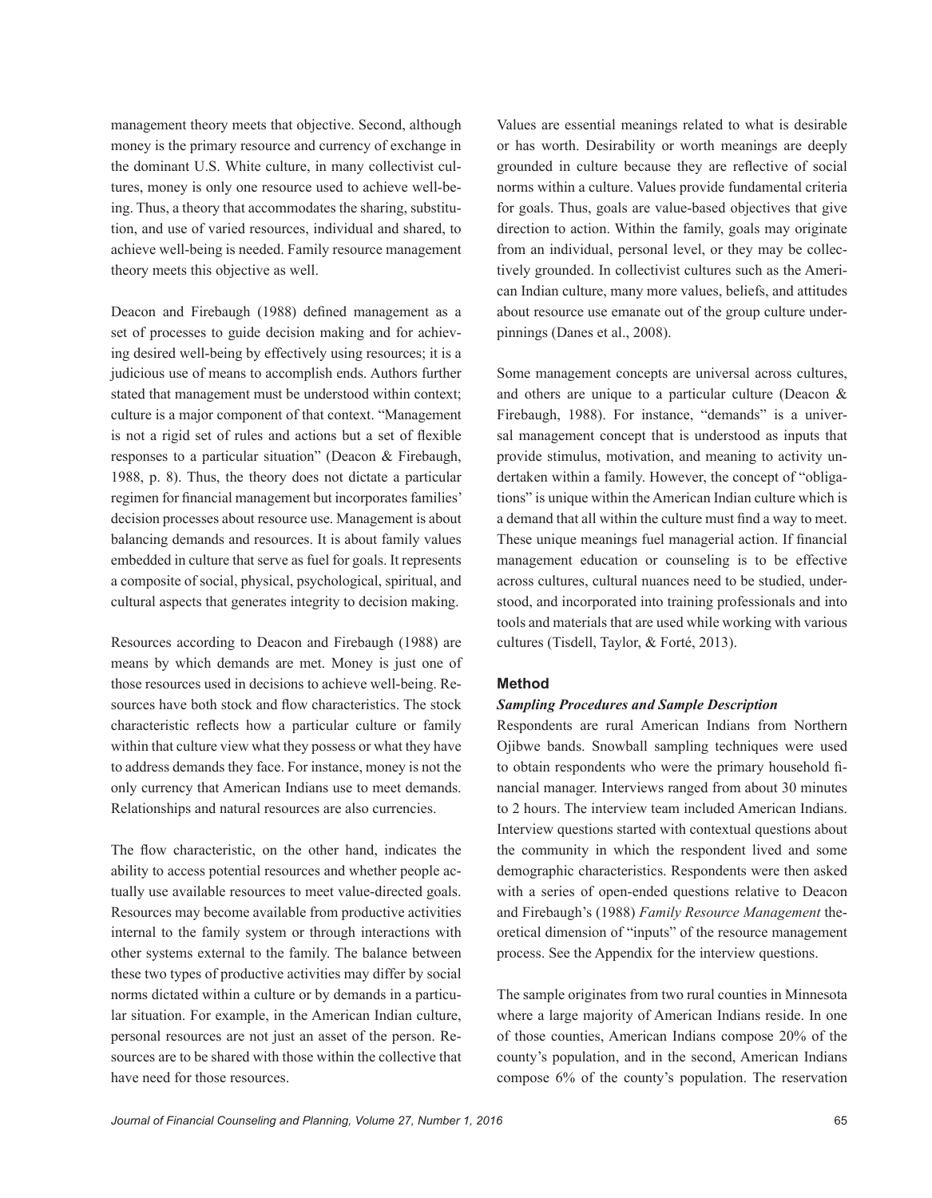management theory meets that objective. Second, although money is the primary resource and currency of exchange in the dominant U.S. White culture, in many collectivist cultures, money is only one resource used to achieve well-being. Thus, a theory that accommodates the sharing, substitution, and use of varied resources, individual and shared, to achieve well-being is needed. Family resource management theory meets this objective as well.

Deacon and Firebaugh (1988) defined management as a set of processes to guide decision making and for achieving desired well-being by effectively using resources; it is a judicious use of means to accomplish ends. Authors further stated that management must be understood within context; culture is a major component of that context. "Management is not a rigid set of rules and actions but a set of flexible responses to a particular situation" (Deacon & Firebaugh, 1988, p. 8). Thus, the theory does not dictate a particular regimen for financial management but incorporates families' decision processes about resource use. Management is about balancing demands and resources. It is about family values embedded in culture that serve as fuel for goals. It represents a composite of social, physical, psychological, spiritual, and cultural aspects that generates integrity to decision making.

Resources according to Deacon and Firebaugh (1988) are means by which demands are met. Money is just one of those resources used in decisions to achieve well-being. Resources have both stock and flow characteristics. The stock characteristic reflects how a particular culture or family within that culture view what they possess or what they have to address demands they face. For instance, money is not the only currency that American Indians use to meet demands. Relationships and natural resources are also currencies.

The flow characteristic, on the other hand, indicates the ability to access potential resources and whether people actually use available resources to meet value-directed goals. Resources may become available from productive activities internal to the family system or through interactions with other systems external to the family. The balance between these two types of productive activities may differ by social norms dictated within a culture or by demands in a particular situation. For example, in the American Indian culture, personal resources are not just an asset of the person. Resources are to be shared with those within the collective that have need for those resources.

Values are essential meanings related to what is desirable or has worth. Desirability or worth meanings are deeply grounded in culture because they are reflective of social norms within a culture. Values provide fundamental criteria for goals. Thus, goals are value-based objectives that give direction to action. Within the family, goals may originate from an individual, personal level, or they may be collectively grounded. In collectivist cultures such as the American Indian culture, many more values, beliefs, and attitudes about resource use emanate out of the group culture underpinnings (Danes et al., 2008).

Some management concepts are universal across cultures, and others are unique to a particular culture (Deacon & Firebaugh, 1988). For instance, "demands" is a universal management concept that is understood as inputs that provide stimulus, motivation, and meaning to activity undertaken within a family. However, the concept of "obligations" is unique within the American Indian culture which is a demand that all within the culture must find a way to meet. These unique meanings fuel managerial action. If financial management education or counseling is to be effective across cultures, cultural nuances need to be studied, understood, and incorporated into training professionals and into tools and materials that are used while working with various cultures (Tisdell, Taylor, & Forté, 2013).

## Method

### *Sampling Procedures and Sample Description*

Respondents are rural American Indians from Northern Ojibwe bands. Snowball sampling techniques were used to obtain respondents who were the primary household financial manager. Interviews ranged from about 30 minutes to 2 hours. The interview team included American Indians. Interview questions started with contextual questions about the community in which the respondent lived and some demographic characteristics. Respondents were then asked with a series of open-ended questions relative to Deacon and Firebaugh's (1988) *Family Resource Management* theoretical dimension of "inputs" of the resource management process. See the Appendix for the interview questions.

The sample originates from two rural counties in Minnesota where a large majority of American Indians reside. In one of those counties, American Indians compose 20% of the county's population, and in the second, American Indians compose 6% of the county's population. The reservation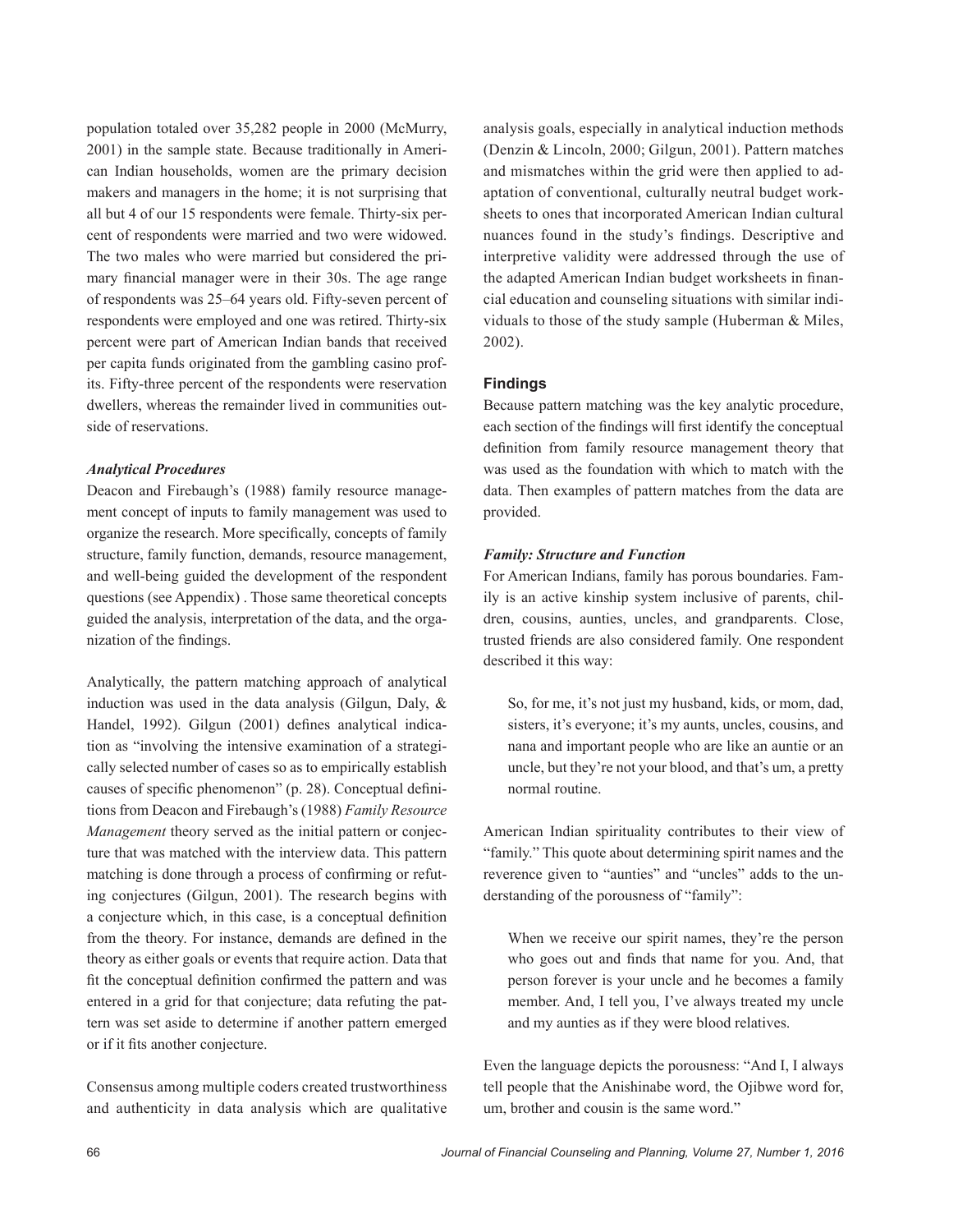population totaled over 35,282 people in 2000 (McMurry, 2001) in the sample state. Because traditionally in American Indian households, women are the primary decision makers and managers in the home; it is not surprising that all but 4 of our 15 respondents were female. Thirty-six percent of respondents were married and two were widowed. The two males who were married but considered the primary financial manager were in their 30s. The age range of respondents was 25–64 years old. Fifty-seven percent of respondents were employed and one was retired. Thirty-six percent were part of American Indian bands that received per capita funds originated from the gambling casino profits. Fifty-three percent of the respondents were reservation dwellers, whereas the remainder lived in communities outside of reservations.

### *Analytical Procedures*

Deacon and Firebaugh's (1988) family resource management concept of inputs to family management was used to organize the research. More specifically, concepts of family structure, family function, demands, resource management, and well-being guided the development of the respondent questions (see Appendix) . Those same theoretical concepts guided the analysis, interpretation of the data, and the organization of the findings.

Analytically, the pattern matching approach of analytical induction was used in the data analysis (Gilgun, Daly, & Handel, 1992). Gilgun (2001) defines analytical indication as "involving the intensive examination of a strategically selected number of cases so as to empirically establish causes of specific phenomenon" (p. 28). Conceptual definitions from Deacon and Firebaugh's (1988) *Family Resource Management* theory served as the initial pattern or conjecture that was matched with the interview data. This pattern matching is done through a process of confirming or refuting conjectures (Gilgun, 2001). The research begins with a conjecture which, in this case, is a conceptual definition from the theory. For instance, demands are defined in the theory as either goals or events that require action. Data that fit the conceptual definition confirmed the pattern and was entered in a grid for that conjecture; data refuting the pattern was set aside to determine if another pattern emerged or if it fits another conjecture.

Consensus among multiple coders created trustworthiness and authenticity in data analysis which are qualitative analysis goals, especially in analytical induction methods (Denzin & Lincoln, 2000; Gilgun, 2001). Pattern matches and mismatches within the grid were then applied to adaptation of conventional, culturally neutral budget worksheets to ones that incorporated American Indian cultural nuances found in the study's findings. Descriptive and interpretive validity were addressed through the use of the adapted American Indian budget worksheets in financial education and counseling situations with similar individuals to those of the study sample (Huberman & Miles, 2002).

## Findings

Because pattern matching was the key analytic procedure, each section of the findings will first identify the conceptual definition from family resource management theory that was used as the foundation with which to match with the data. Then examples of pattern matches from the data are provided.

### *Family: Structure and Function*

For American Indians, family has porous boundaries. Family is an active kinship system inclusive of parents, children, cousins, aunties, uncles, and grandparents. Close, trusted friends are also considered family. One respondent described it this way:

> So, for me, it's not just my husband, kids, or mom, dad, sisters, it's everyone; it's my aunts, uncles, cousins, and nana and important people who are like an auntie or an uncle, but they're not your blood, and that's um, a pretty normal routine.

American Indian spirituality contributes to their view of "family." This quote about determining spirit names and the reverence given to "aunties" and "uncles" adds to the understanding of the porousness of "family":

> When we receive our spirit names, they're the person who goes out and finds that name for you. And, that person forever is your uncle and he becomes a family member. And, I tell you, I've always treated my uncle and my aunties as if they were blood relatives.

Even the language depicts the porousness: "And I, I always tell people that the Anishinabe word, the Ojibwe word for, um, brother and cousin is the same word."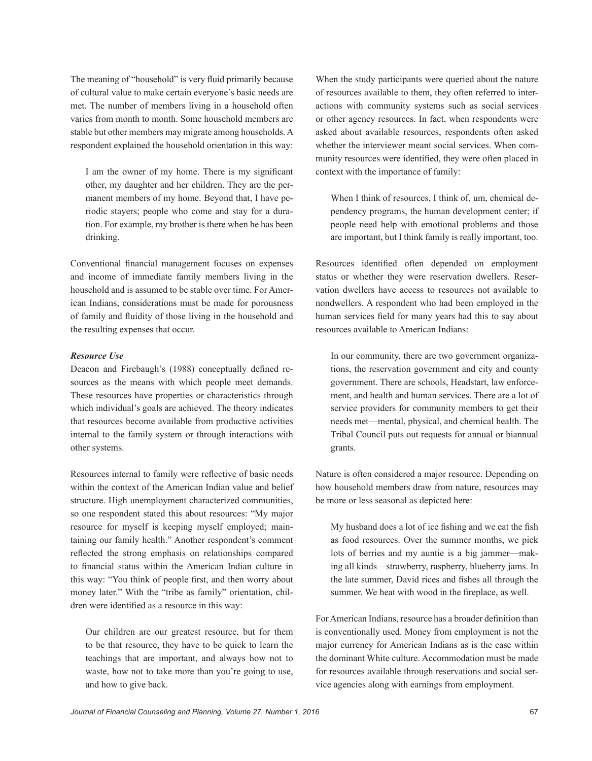The meaning of "household" is very fluid primarily because of cultural value to make certain everyone's basic needs are met. The number of members living in a household often varies from month to month. Some household members are stable but other members may migrate among households. A respondent explained the household orientation in this way:

> I am the owner of my home. There is my significant other, my daughter and her children. They are the permanent members of my home. Beyond that, I have periodic stayers; people who come and stay for a duration. For example, my brother is there when he has been drinking.

Conventional financial management focuses on expenses and income of immediate family members living in the household and is assumed to be stable over time. For American Indians, considerations must be made for porousness of family and fluidity of those living in the household and the resulting expenses that occur.

***Resource Use***

Deacon and Firebaugh's (1988) conceptually defined resources as the means with which people meet demands. These resources have properties or characteristics through which individual's goals are achieved. The theory indicates that resources become available from productive activities internal to the family system or through interactions with other systems.

Resources internal to family were reflective of basic needs within the context of the American Indian value and belief structure. High unemployment characterized communities, so one respondent stated this about resources: "My major resource for myself is keeping myself employed; maintaining our family health." Another respondent's comment reflected the strong emphasis on relationships compared to financial status within the American Indian culture in this way: "You think of people first, and then worry about money later." With the "tribe as family" orientation, children were identified as a resource in this way:

> Our children are our greatest resource, but for them to be that resource, they have to be quick to learn the teachings that are important, and always how not to waste, how not to take more than you're going to use, and how to give back.

When the study participants were queried about the nature of resources available to them, they often referred to interactions with community systems such as social services or other agency resources. In fact, when respondents were asked about available resources, respondents often asked whether the interviewer meant social services. When community resources were identified, they were often placed in context with the importance of family:

> When I think of resources, I think of, um, chemical dependency programs, the human development center; if people need help with emotional problems and those are important, but I think family is really important, too.

Resources identified often depended on employment status or whether they were reservation dwellers. Reservation dwellers have access to resources not available to nondwellers. A respondent who had been employed in the human services field for many years had this to say about resources available to American Indians:

> In our community, there are two government organizations, the reservation government and city and county government. There are schools, Headstart, law enforcement, and health and human services. There are a lot of service providers for community members to get their needs met—mental, physical, and chemical health. The Tribal Council puts out requests for annual or biannual grants.

Nature is often considered a major resource. Depending on how household members draw from nature, resources may be more or less seasonal as depicted here:

> My husband does a lot of ice fishing and we eat the fish as food resources. Over the summer months, we pick lots of berries and my auntie is a big jammer—making all kinds—strawberry, raspberry, blueberry jams. In the late summer, David rices and fishes all through the summer. We heat with wood in the fireplace, as well.

For American Indians, resource has a broader definition than is conventionally used. Money from employment is not the major currency for American Indians as is the case within the dominant White culture. Accommodation must be made for resources available through reservations and social service agencies along with earnings from employment.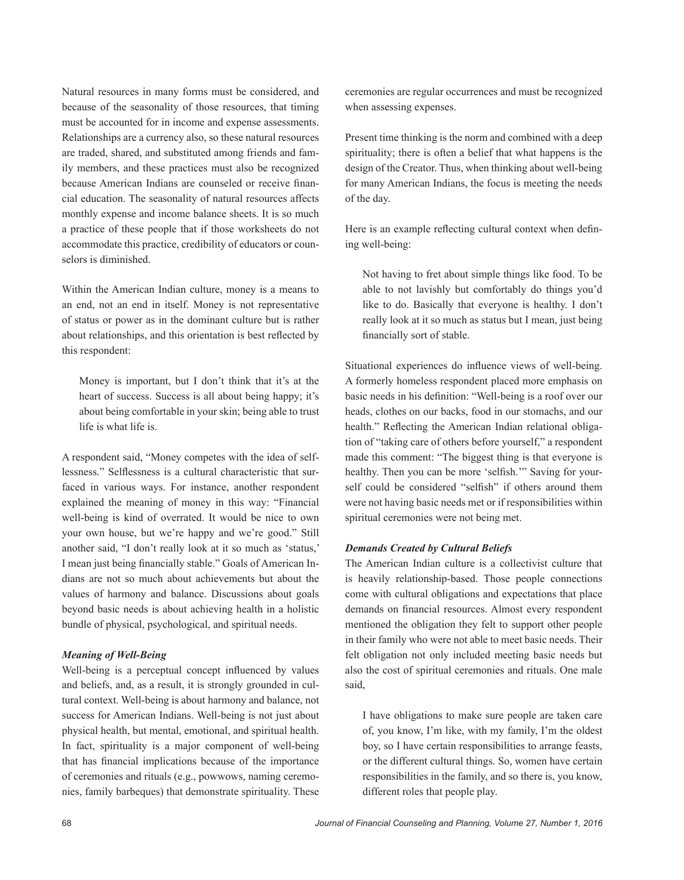Natural resources in many forms must be considered, and because of the seasonality of those resources, that timing must be accounted for in income and expense assessments. Relationships are a currency also, so these natural resources are traded, shared, and substituted among friends and family members, and these practices must also be recognized because American Indians are counseled or receive financial education. The seasonality of natural resources affects monthly expense and income balance sheets. It is so much a practice of these people that if those worksheets do not accommodate this practice, credibility of educators or counselors is diminished.

Within the American Indian culture, money is a means to an end, not an end in itself. Money is not representative of status or power as in the dominant culture but is rather about relationships, and this orientation is best reflected by this respondent:

> Money is important, but I don't think that it's at the heart of success. Success is all about being happy; it's about being comfortable in your skin; being able to trust life is what life is.

A respondent said, "Money competes with the idea of selflessness." Selflessness is a cultural characteristic that surfaced in various ways. For instance, another respondent explained the meaning of money in this way: "Financial well-being is kind of overrated. It would be nice to own your own house, but we're happy and we're good." Still another said, "I don't really look at it so much as 'status,' I mean just being financially stable." Goals of American Indians are not so much about achievements but about the values of harmony and balance. Discussions about goals beyond basic needs is about achieving health in a holistic bundle of physical, psychological, and spiritual needs.

### *Meaning of Well-Being*

Well-being is a perceptual concept influenced by values and beliefs, and, as a result, it is strongly grounded in cultural context. Well-being is about harmony and balance, not success for American Indians. Well-being is not just about physical health, but mental, emotional, and spiritual health. In fact, spirituality is a major component of well-being that has financial implications because of the importance of ceremonies and rituals (e.g., powwows, naming ceremonies, family barbeques) that demonstrate spirituality. These ceremonies are regular occurrences and must be recognized when assessing expenses.

Present time thinking is the norm and combined with a deep spirituality; there is often a belief that what happens is the design of the Creator. Thus, when thinking about well-being for many American Indians, the focus is meeting the needs of the day.

Here is an example reflecting cultural context when defining well-being:

> Not having to fret about simple things like food. To be able to not lavishly but comfortably do things you'd like to do. Basically that everyone is healthy. I don't really look at it so much as status but I mean, just being financially sort of stable.

Situational experiences do influence views of well-being. A formerly homeless respondent placed more emphasis on basic needs in his definition: "Well-being is a roof over our heads, clothes on our backs, food in our stomachs, and our health." Reflecting the American Indian relational obligation of "taking care of others before yourself," a respondent made this comment: "The biggest thing is that everyone is healthy. Then you can be more 'selfish.'" Saving for yourself could be considered "selfish" if others around them were not having basic needs met or if responsibilities within spiritual ceremonies were not being met.

### *Demands Created by Cultural Beliefs*

The American Indian culture is a collectivist culture that is heavily relationship-based. Those people connections come with cultural obligations and expectations that place demands on financial resources. Almost every respondent mentioned the obligation they felt to support other people in their family who were not able to meet basic needs. Their felt obligation not only included meeting basic needs but also the cost of spiritual ceremonies and rituals. One male said,

> I have obligations to make sure people are taken care of, you know, I'm like, with my family, I'm the oldest boy, so I have certain responsibilities to arrange feasts, or the different cultural things. So, women have certain responsibilities in the family, and so there is, you know, different roles that people play.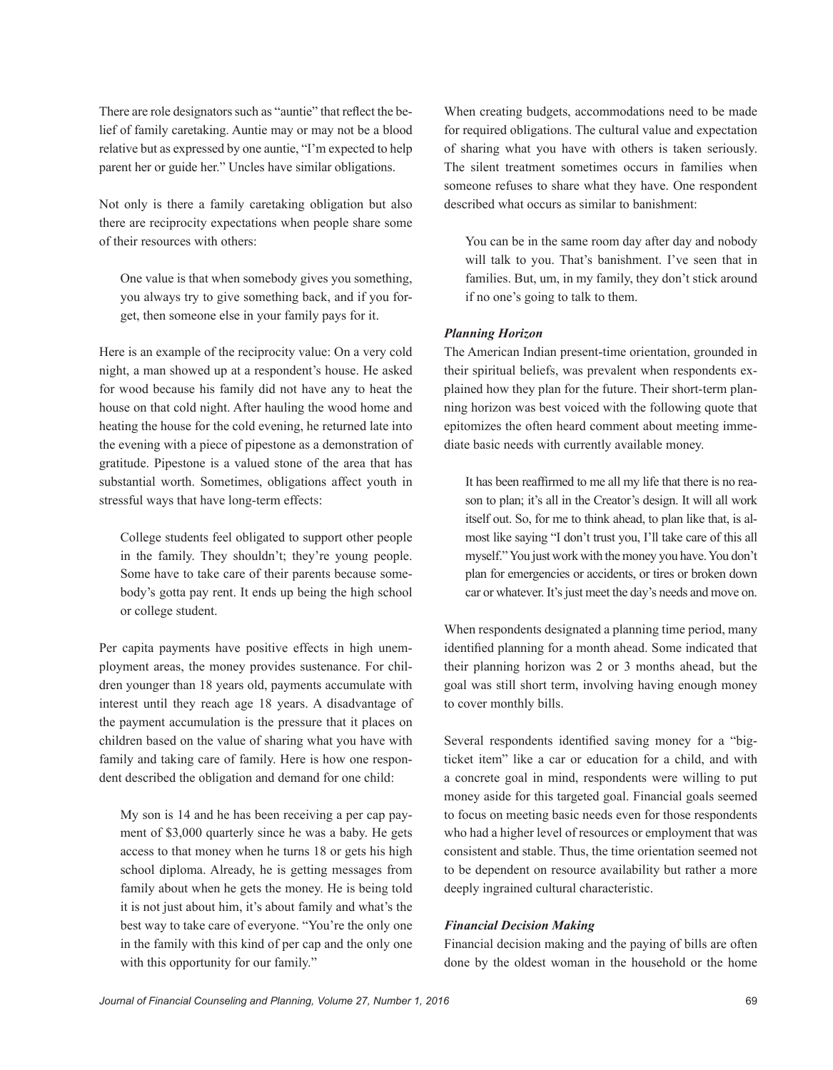There are role designators such as "auntie" that reflect the belief of family caretaking. Auntie may or may not be a blood relative but as expressed by one auntie, "I'm expected to help parent her or guide her." Uncles have similar obligations.

Not only is there a family caretaking obligation but also there are reciprocity expectations when people share some of their resources with others:

> One value is that when somebody gives you something, you always try to give something back, and if you forget, then someone else in your family pays for it.

Here is an example of the reciprocity value: On a very cold night, a man showed up at a respondent's house. He asked for wood because his family did not have any to heat the house on that cold night. After hauling the wood home and heating the house for the cold evening, he returned late into the evening with a piece of pipestone as a demonstration of gratitude. Pipestone is a valued stone of the area that has substantial worth. Sometimes, obligations affect youth in stressful ways that have long-term effects:

> College students feel obligated to support other people in the family. They shouldn't; they're young people. Some have to take care of their parents because somebody's gotta pay rent. It ends up being the high school or college student.

Per capita payments have positive effects in high unemployment areas, the money provides sustenance. For children younger than 18 years old, payments accumulate with interest until they reach age 18 years. A disadvantage of the payment accumulation is the pressure that it places on children based on the value of sharing what you have with family and taking care of family. Here is how one respondent described the obligation and demand for one child:

> My son is 14 and he has been receiving a per cap payment of $3,000 quarterly since he was a baby. He gets access to that money when he turns 18 or gets his high school diploma. Already, he is getting messages from family about when he gets the money. He is being told it is not just about him, it's about family and what's the best way to take care of everyone. "You're the only one in the family with this kind of per cap and the only one with this opportunity for our family."

When creating budgets, accommodations need to be made for required obligations. The cultural value and expectation of sharing what you have with others is taken seriously. The silent treatment sometimes occurs in families when someone refuses to share what they have. One respondent described what occurs as similar to banishment:

> You can be in the same room day after day and nobody will talk to you. That's banishment. I've seen that in families. But, um, in my family, they don't stick around if no one's going to talk to them.

***Planning Horizon***

The American Indian present-time orientation, grounded in their spiritual beliefs, was prevalent when respondents explained how they plan for the future. Their short-term planning horizon was best voiced with the following quote that epitomizes the often heard comment about meeting immediate basic needs with currently available money.

> It has been reaffirmed to me all my life that there is no reason to plan; it's all in the Creator's design. It will all work itself out. So, for me to think ahead, to plan like that, is almost like saying "I don't trust you, I'll take care of this all myself." You just work with the money you have. You don't plan for emergencies or accidents, or tires or broken down car or whatever. It's just meet the day's needs and move on.

When respondents designated a planning time period, many identified planning for a month ahead. Some indicated that their planning horizon was 2 or 3 months ahead, but the goal was still short term, involving having enough money to cover monthly bills.

Several respondents identified saving money for a "big-ticket item" like a car or education for a child, and with a concrete goal in mind, respondents were willing to put money aside for this targeted goal. Financial goals seemed to focus on meeting basic needs even for those respondents who had a higher level of resources or employment that was consistent and stable. Thus, the time orientation seemed not to be dependent on resource availability but rather a more deeply ingrained cultural characteristic.

***Financial Decision Making***

Financial decision making and the paying of bills are often done by the oldest woman in the household or the home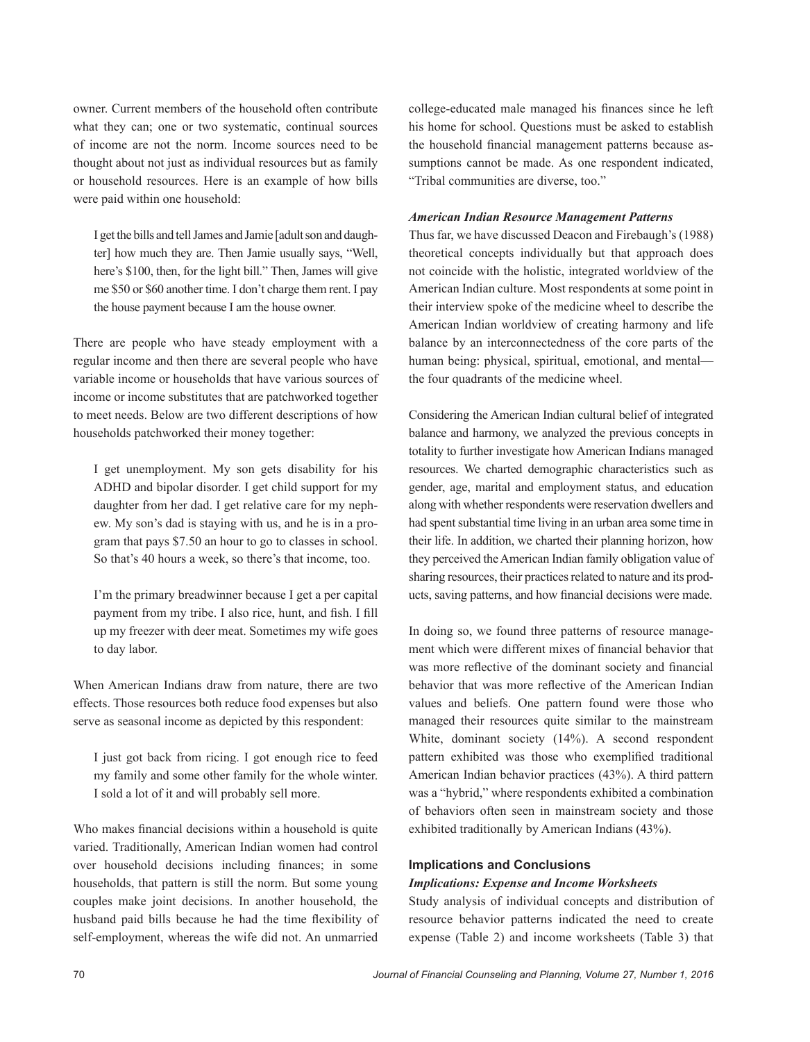owner. Current members of the household often contribute what they can; one or two systematic, continual sources of income are not the norm. Income sources need to be thought about not just as individual resources but as family or household resources. Here is an example of how bills were paid within one household:

> I get the bills and tell James and Jamie [adult son and daughter] how much they are. Then Jamie usually says, "Well, here's $100, then, for the light bill." Then, James will give me $50 or $60 another time. I don't charge them rent. I pay the house payment because I am the house owner.

There are people who have steady employment with a regular income and then there are several people who have variable income or households that have various sources of income or income substitutes that are patchworked together to meet needs. Below are two different descriptions of how households patchworked their money together:

> I get unemployment. My son gets disability for his ADHD and bipolar disorder. I get child support for my daughter from her dad. I get relative care for my nephew. My son's dad is staying with us, and he is in a program that pays $7.50 an hour to go to classes in school. So that's 40 hours a week, so there's that income, too.

> I'm the primary breadwinner because I get a per capital payment from my tribe. I also rice, hunt, and fish. I fill up my freezer with deer meat. Sometimes my wife goes to day labor.

When American Indians draw from nature, there are two effects. Those resources both reduce food expenses but also serve as seasonal income as depicted by this respondent:

> I just got back from ricing. I got enough rice to feed my family and some other family for the whole winter. I sold a lot of it and will probably sell more.

Who makes financial decisions within a household is quite varied. Traditionally, American Indian women had control over household decisions including finances; in some households, that pattern is still the norm. But some young couples make joint decisions. In another household, the husband paid bills because he had the time flexibility of self-employment, whereas the wife did not. An unmarried college-educated male managed his finances since he left his home for school. Questions must be asked to establish the household financial management patterns because assumptions cannot be made. As one respondent indicated, "Tribal communities are diverse, too."

#### *American Indian Resource Management Patterns*

Thus far, we have discussed Deacon and Firebaugh's (1988) theoretical concepts individually but that approach does not coincide with the holistic, integrated worldview of the American Indian culture. Most respondents at some point in their interview spoke of the medicine wheel to describe the American Indian worldview of creating harmony and life balance by an interconnectedness of the core parts of the human being: physical, spiritual, emotional, and mental—the four quadrants of the medicine wheel.

Considering the American Indian cultural belief of integrated balance and harmony, we analyzed the previous concepts in totality to further investigate how American Indians managed resources. We charted demographic characteristics such as gender, age, marital and employment status, and education along with whether respondents were reservation dwellers and had spent substantial time living in an urban area some time in their life. In addition, we charted their planning horizon, how they perceived the American Indian family obligation value of sharing resources, their practices related to nature and its products, saving patterns, and how financial decisions were made.

In doing so, we found three patterns of resource management which were different mixes of financial behavior that was more reflective of the dominant society and financial behavior that was more reflective of the American Indian values and beliefs. One pattern found were those who managed their resources quite similar to the mainstream White, dominant society (14%). A second respondent pattern exhibited was those who exemplified traditional American Indian behavior practices (43%). A third pattern was a "hybrid," where respondents exhibited a combination of behaviors often seen in mainstream society and those exhibited traditionally by American Indians (43%).

### Implications and Conclusions

#### *Implications: Expense and Income Worksheets*

Study analysis of individual concepts and distribution of resource behavior patterns indicated the need to create expense (Table 2) and income worksheets (Table 3) that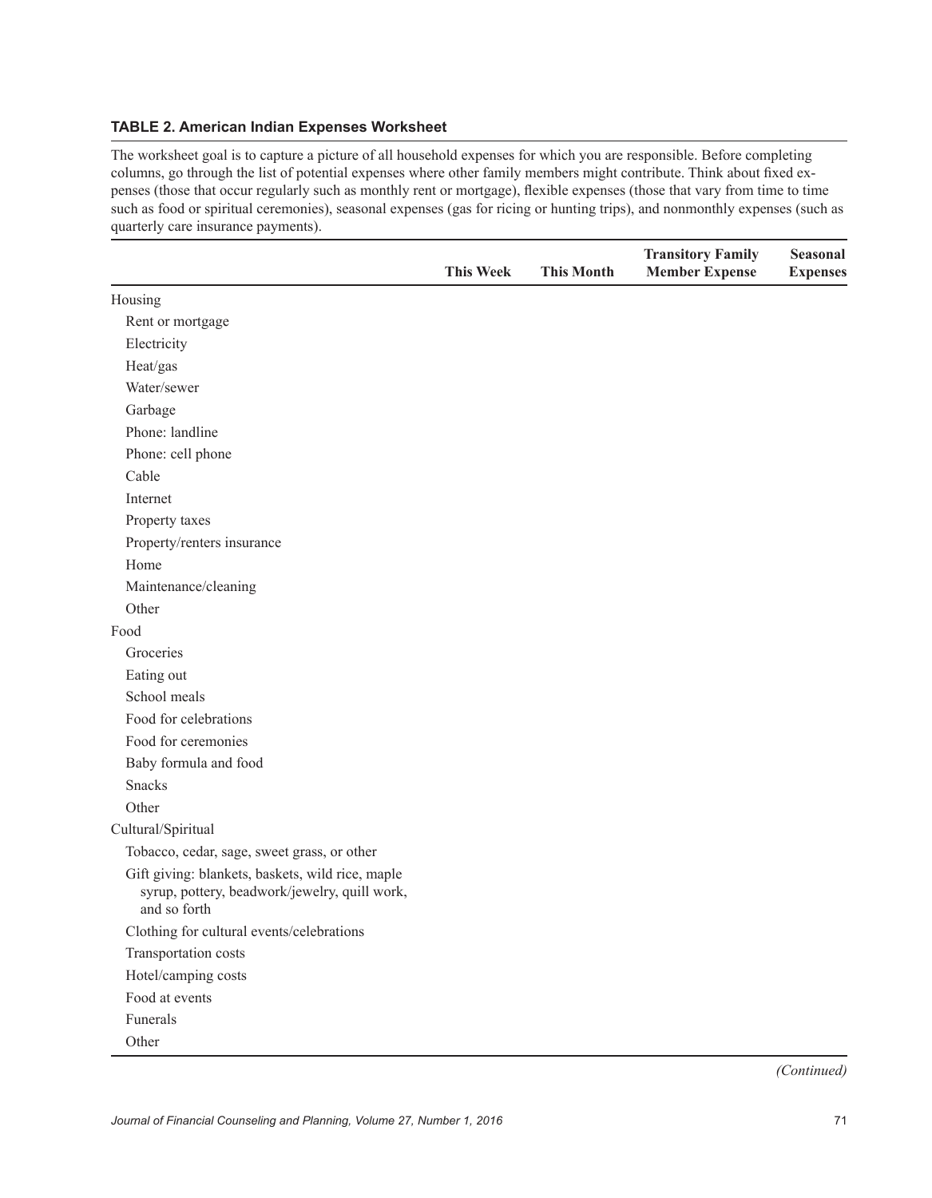**TABLE 2. American Indian Expenses Worksheet**

The worksheet goal is to capture a picture of all household expenses for which you are responsible. Before completing columns, go through the list of potential expenses where other family members might contribute. Think about fixed expenses (those that occur regularly such as monthly rent or mortgage), flexible expenses (those that vary from time to time such as food or spiritual ceremonies), seasonal expenses (gas for ricing or hunting trips), and nonmonthly expenses (such as quarterly care insurance payments).

| | This Week | This Month | Transitory Family Member Expense | Seasonal Expenses |
|---|---|---|---|---|
| Housing | | | | |
| Rent or mortgage | | | | |
| Electricity | | | | |
| Heat/gas | | | | |
| Water/sewer | | | | |
| Garbage | | | | |
| Phone: landline | | | | |
| Phone: cell phone | | | | |
| Cable | | | | |
| Internet | | | | |
| Property taxes | | | | |
| Property/renters insurance | | | | |
| Home | | | | |
| Maintenance/cleaning | | | | |
| Other | | | | |
| Food | | | | |
| Groceries | | | | |
| Eating out | | | | |
| School meals | | | | |
| Food for celebrations | | | | |
| Food for ceremonies | | | | |
| Baby formula and food | | | | |
| Snacks | | | | |
| Other | | | | |
| Cultural/Spiritual | | | | |
| Tobacco, cedar, sage, sweet grass, or other | | | | |
| Gift giving: blankets, baskets, wild rice, maple syrup, pottery, beadwork/jewelry, quill work, and so forth | | | | |
| Clothing for cultural events/celebrations | | | | |
| Transportation costs | | | | |
| Hotel/camping costs | | | | |
| Food at events | | | | |
| Funerals | | | | |
| Other | | | | |

*(Continued)*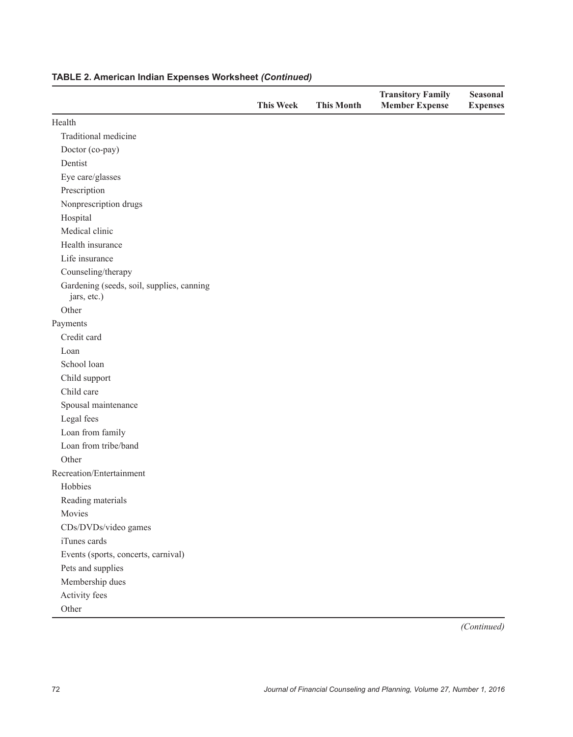**TABLE 2. American Indian Expenses Worksheet *(Continued)***

| | This Week | This Month | Transitory Family Member Expense | Seasonal Expenses |
|---|---|---|---|---|
| Health | | | | |
| Traditional medicine | | | | |
| Doctor (co-pay) | | | | |
| Dentist | | | | |
| Eye care/glasses | | | | |
| Prescription | | | | |
| Nonprescription drugs | | | | |
| Hospital | | | | |
| Medical clinic | | | | |
| Health insurance | | | | |
| Life insurance | | | | |
| Counseling/therapy | | | | |
| Gardening (seeds, soil, supplies, canning jars, etc.) | | | | |
| Other | | | | |
| Payments | | | | |
| Credit card | | | | |
| Loan | | | | |
| School loan | | | | |
| Child support | | | | |
| Child care | | | | |
| Spousal maintenance | | | | |
| Legal fees | | | | |
| Loan from family | | | | |
| Loan from tribe/band | | | | |
| Other | | | | |
| Recreation/Entertainment | | | | |
| Hobbies | | | | |
| Reading materials | | | | |
| Movies | | | | |
| CDs/DVDs/video games | | | | |
| iTunes cards | | | | |
| Events (sports, concerts, carnival) | | | | |
| Pets and supplies | | | | |
| Membership dues | | | | |
| Activity fees | | | | |
| Other | | | | |

*(Continued)*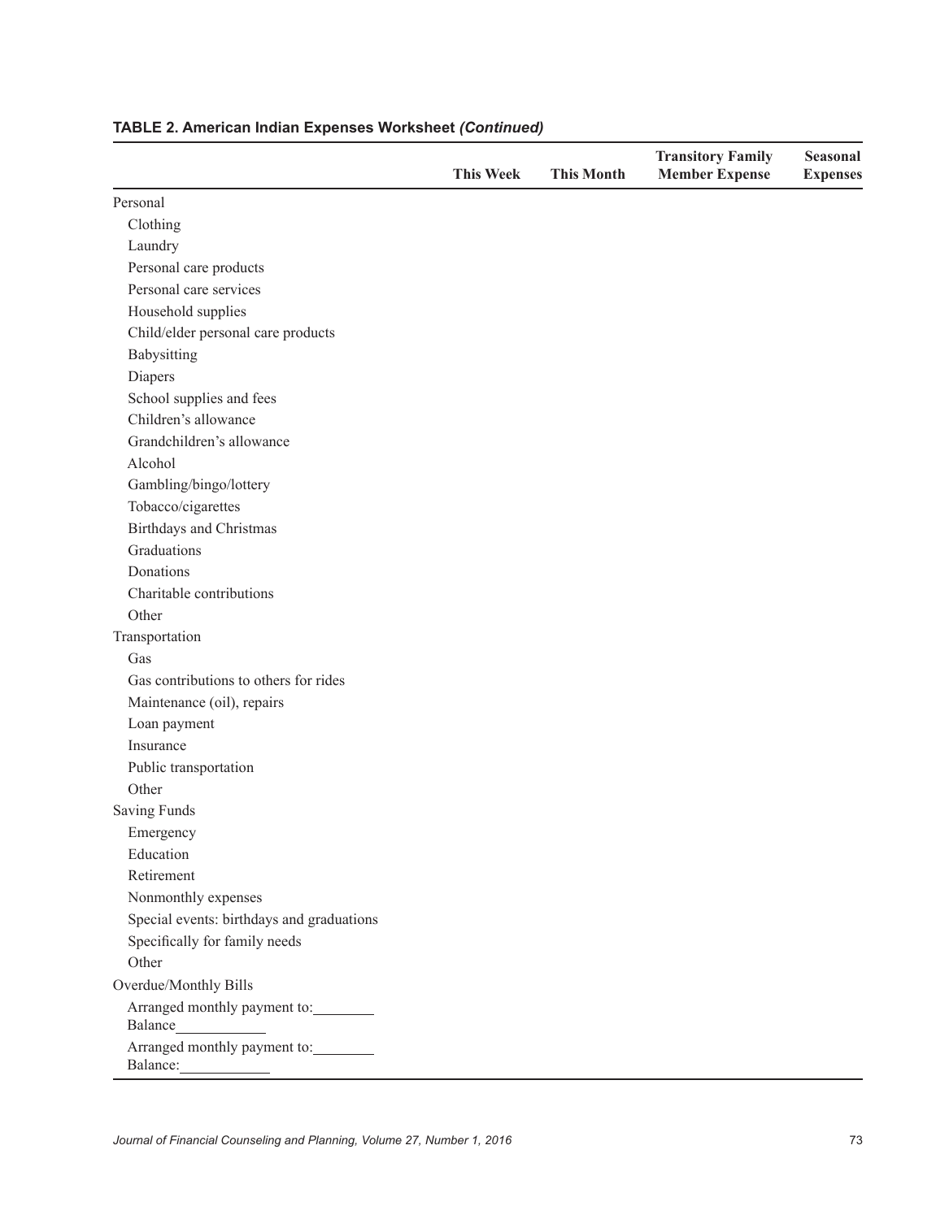**TABLE 2. American Indian Expenses Worksheet *(Continued)***

| | This Week | This Month | Transitory Family Member Expense | Seasonal Expenses |
|---|---|---|---|---|
| Personal | | | | |
| Clothing | | | | |
| Laundry | | | | |
| Personal care products | | | | |
| Personal care services | | | | |
| Household supplies | | | | |
| Child/elder personal care products | | | | |
| Babysitting | | | | |
| Diapers | | | | |
| School supplies and fees | | | | |
| Children's allowance | | | | |
| Grandchildren's allowance | | | | |
| Alcohol | | | | |
| Gambling/bingo/lottery | | | | |
| Tobacco/cigarettes | | | | |
| Birthdays and Christmas | | | | |
| Graduations | | | | |
| Donations | | | | |
| Charitable contributions | | | | |
| Other | | | | |
| Transportation | | | | |
| Gas | | | | |
| Gas contributions to others for rides | | | | |
| Maintenance (oil), repairs | | | | |
| Loan payment | | | | |
| Insurance | | | | |
| Public transportation | | | | |
| Other | | | | |
| Saving Funds | | | | |
| Emergency | | | | |
| Education | | | | |
| Retirement | | | | |
| Nonmonthly expenses | | | | |
| Special events: birthdays and graduations | | | | |
| Specifically for family needs | | | | |
| Other | | | | |
| Overdue/Monthly Bills | | | | |
| Arranged monthly payment to:________ Balance___________ | | | | |
| Arranged monthly payment to:________ Balance:___________ | | | | |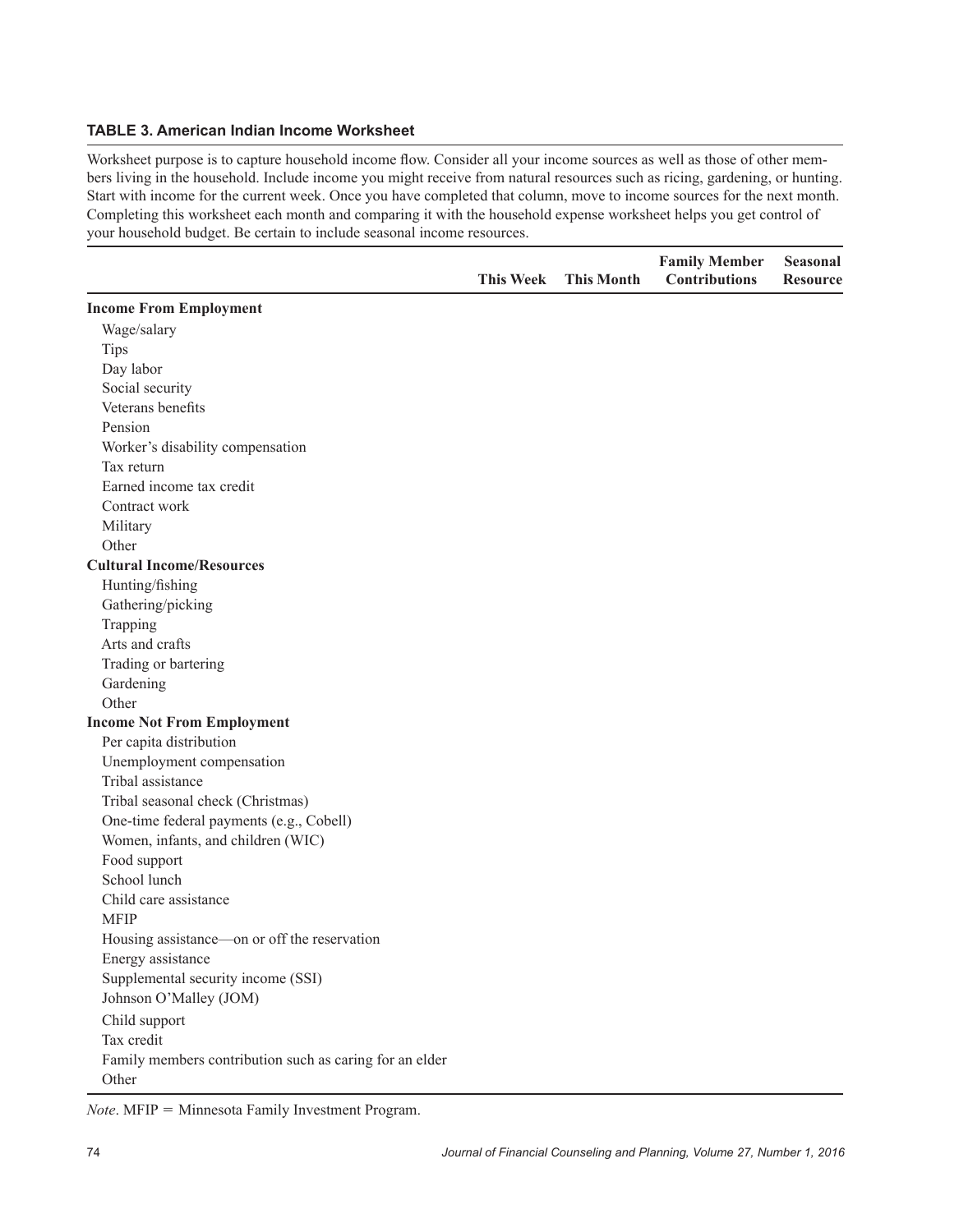**TABLE 3. American Indian Income Worksheet**

Worksheet purpose is to capture household income flow. Consider all your income sources as well as those of other members living in the household. Include income you might receive from natural resources such as ricing, gardening, or hunting. Start with income for the current week. Once you have completed that column, move to income sources for the next month. Completing this worksheet each month and comparing it with the household expense worksheet helps you get control of your household budget. Be certain to include seasonal income resources.

| | This Week | This Month | Family Member Contributions | Seasonal Resource |
|---|---|---|---|---|
| **Income From Employment** | | | | |
| Wage/salary | | | | |
| Tips | | | | |
| Day labor | | | | |
| Social security | | | | |
| Veterans benefits | | | | |
| Pension | | | | |
| Worker's disability compensation | | | | |
| Tax return | | | | |
| Earned income tax credit | | | | |
| Contract work | | | | |
| Military | | | | |
| Other | | | | |
| **Cultural Income/Resources** | | | | |
| Hunting/fishing | | | | |
| Gathering/picking | | | | |
| Trapping | | | | |
| Arts and crafts | | | | |
| Trading or bartering | | | | |
| Gardening | | | | |
| Other | | | | |
| **Income Not From Employment** | | | | |
| Per capita distribution | | | | |
| Unemployment compensation | | | | |
| Tribal assistance | | | | |
| Tribal seasonal check (Christmas) | | | | |
| One-time federal payments (e.g., Cobell) | | | | |
| Women, infants, and children (WIC) | | | | |
| Food support | | | | |
| School lunch | | | | |
| Child care assistance | | | | |
| MFIP | | | | |
| Housing assistance—on or off the reservation | | | | |
| Energy assistance | | | | |
| Supplemental security income (SSI) | | | | |
| Johnson O'Malley (JOM) | | | | |
| Child support | | | | |
| Tax credit | | | | |
| Family members contribution such as caring for an elder | | | | |
| Other | | | | |

*Note*. MFIP = Minnesota Family Investment Program.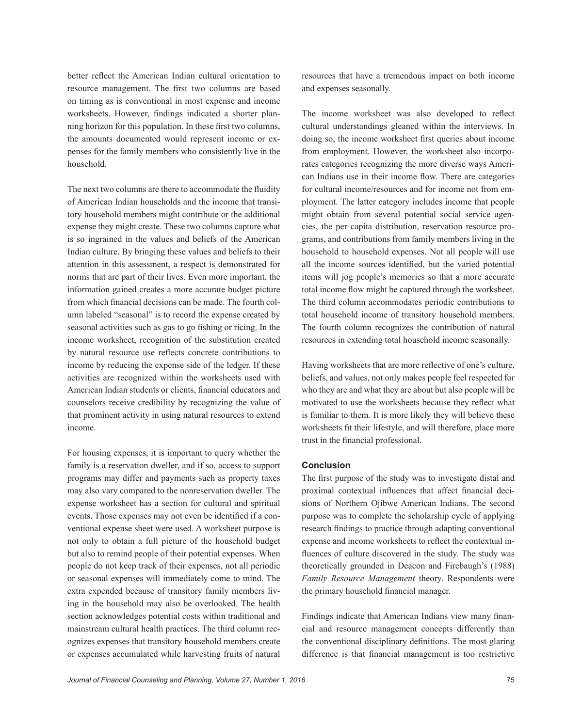better reflect the American Indian cultural orientation to resource management. The first two columns are based on timing as is conventional in most expense and income worksheets. However, findings indicated a shorter planning horizon for this population. In these first two columns, the amounts documented would represent income or expenses for the family members who consistently live in the household.

The next two columns are there to accommodate the fluidity of American Indian households and the income that transitory household members might contribute or the additional expense they might create. These two columns capture what is so ingrained in the values and beliefs of the American Indian culture. By bringing these values and beliefs to their attention in this assessment, a respect is demonstrated for norms that are part of their lives. Even more important, the information gained creates a more accurate budget picture from which financial decisions can be made. The fourth column labeled "seasonal" is to record the expense created by seasonal activities such as gas to go fishing or ricing. In the income worksheet, recognition of the substitution created by natural resource use reflects concrete contributions to income by reducing the expense side of the ledger. If these activities are recognized within the worksheets used with American Indian students or clients, financial educators and counselors receive credibility by recognizing the value of that prominent activity in using natural resources to extend income.

For housing expenses, it is important to query whether the family is a reservation dweller, and if so, access to support programs may differ and payments such as property taxes may also vary compared to the nonreservation dweller. The expense worksheet has a section for cultural and spiritual events. Those expenses may not even be identified if a conventional expense sheet were used. A worksheet purpose is not only to obtain a full picture of the household budget but also to remind people of their potential expenses. When people do not keep track of their expenses, not all periodic or seasonal expenses will immediately come to mind. The extra expended because of transitory family members living in the household may also be overlooked. The health section acknowledges potential costs within traditional and mainstream cultural health practices. The third column recognizes expenses that transitory household members create or expenses accumulated while harvesting fruits of natural resources that have a tremendous impact on both income and expenses seasonally.

The income worksheet was also developed to reflect cultural understandings gleaned within the interviews. In doing so, the income worksheet first queries about income from employment. However, the worksheet also incorporates categories recognizing the more diverse ways American Indians use in their income flow. There are categories for cultural income/resources and for income not from employment. The latter category includes income that people might obtain from several potential social service agencies, the per capita distribution, reservation resource programs, and contributions from family members living in the household to household expenses. Not all people will use all the income sources identified, but the varied potential items will jog people's memories so that a more accurate total income flow might be captured through the worksheet. The third column accommodates periodic contributions to total household income of transitory household members. The fourth column recognizes the contribution of natural resources in extending total household income seasonally.

Having worksheets that are more reflective of one's culture, beliefs, and values, not only makes people feel respected for who they are and what they are about but also people will be motivated to use the worksheets because they reflect what is familiar to them. It is more likely they will believe these worksheets fit their lifestyle, and will therefore, place more trust in the financial professional.

## Conclusion

The first purpose of the study was to investigate distal and proximal contextual influences that affect financial decisions of Northern Ojibwe American Indians. The second purpose was to complete the scholarship cycle of applying research findings to practice through adapting conventional expense and income worksheets to reflect the contextual influences of culture discovered in the study. The study was theoretically grounded in Deacon and Firebaugh's (1988) *Family Resource Management* theory. Respondents were the primary household financial manager.

Findings indicate that American Indians view many financial and resource management concepts differently than the conventional disciplinary definitions. The most glaring difference is that financial management is too restrictive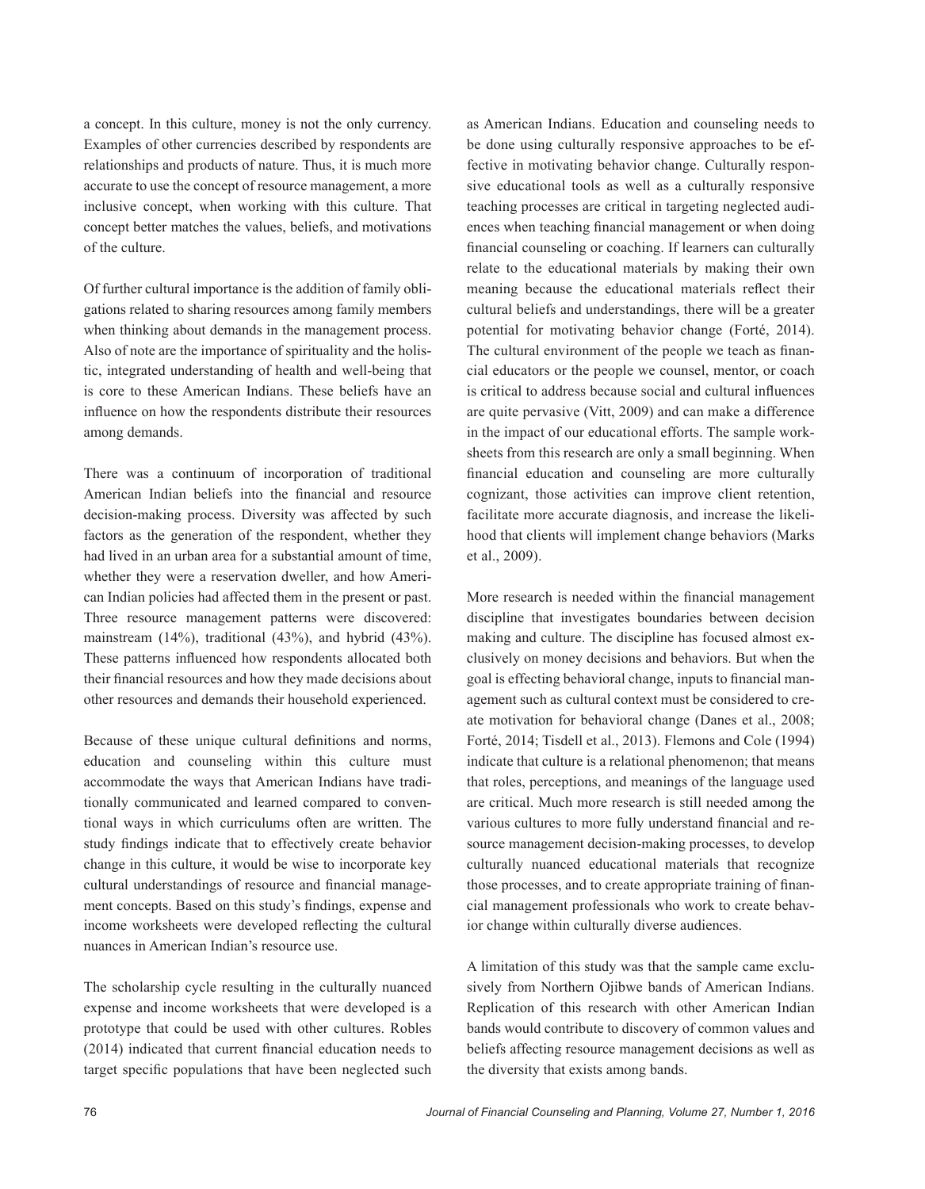a concept. In this culture, money is not the only currency. Examples of other currencies described by respondents are relationships and products of nature. Thus, it is much more accurate to use the concept of resource management, a more inclusive concept, when working with this culture. That concept better matches the values, beliefs, and motivations of the culture.

Of further cultural importance is the addition of family obligations related to sharing resources among family members when thinking about demands in the management process. Also of note are the importance of spirituality and the holistic, integrated understanding of health and well-being that is core to these American Indians. These beliefs have an influence on how the respondents distribute their resources among demands.

There was a continuum of incorporation of traditional American Indian beliefs into the financial and resource decision-making process. Diversity was affected by such factors as the generation of the respondent, whether they had lived in an urban area for a substantial amount of time, whether they were a reservation dweller, and how American Indian policies had affected them in the present or past. Three resource management patterns were discovered: mainstream (14%), traditional (43%), and hybrid (43%). These patterns influenced how respondents allocated both their financial resources and how they made decisions about other resources and demands their household experienced.

Because of these unique cultural definitions and norms, education and counseling within this culture must accommodate the ways that American Indians have traditionally communicated and learned compared to conventional ways in which curriculums often are written. The study findings indicate that to effectively create behavior change in this culture, it would be wise to incorporate key cultural understandings of resource and financial management concepts. Based on this study's findings, expense and income worksheets were developed reflecting the cultural nuances in American Indian's resource use.

The scholarship cycle resulting in the culturally nuanced expense and income worksheets that were developed is a prototype that could be used with other cultures. Robles (2014) indicated that current financial education needs to target specific populations that have been neglected such as American Indians. Education and counseling needs to be done using culturally responsive approaches to be effective in motivating behavior change. Culturally responsive educational tools as well as a culturally responsive teaching processes are critical in targeting neglected audiences when teaching financial management or when doing financial counseling or coaching. If learners can culturally relate to the educational materials by making their own meaning because the educational materials reflect their cultural beliefs and understandings, there will be a greater potential for motivating behavior change (Forté, 2014). The cultural environment of the people we teach as financial educators or the people we counsel, mentor, or coach is critical to address because social and cultural influences are quite pervasive (Vitt, 2009) and can make a difference in the impact of our educational efforts. The sample worksheets from this research are only a small beginning. When financial education and counseling are more culturally cognizant, those activities can improve client retention, facilitate more accurate diagnosis, and increase the likelihood that clients will implement change behaviors (Marks et al., 2009).

More research is needed within the financial management discipline that investigates boundaries between decision making and culture. The discipline has focused almost exclusively on money decisions and behaviors. But when the goal is effecting behavioral change, inputs to financial management such as cultural context must be considered to create motivation for behavioral change (Danes et al., 2008; Forté, 2014; Tisdell et al., 2013). Flemons and Cole (1994) indicate that culture is a relational phenomenon; that means that roles, perceptions, and meanings of the language used are critical. Much more research is still needed among the various cultures to more fully understand financial and resource management decision-making processes, to develop culturally nuanced educational materials that recognize those processes, and to create appropriate training of financial management professionals who work to create behavior change within culturally diverse audiences.

A limitation of this study was that the sample came exclusively from Northern Ojibwe bands of American Indians. Replication of this research with other American Indian bands would contribute to discovery of common values and beliefs affecting resource management decisions as well as the diversity that exists among bands.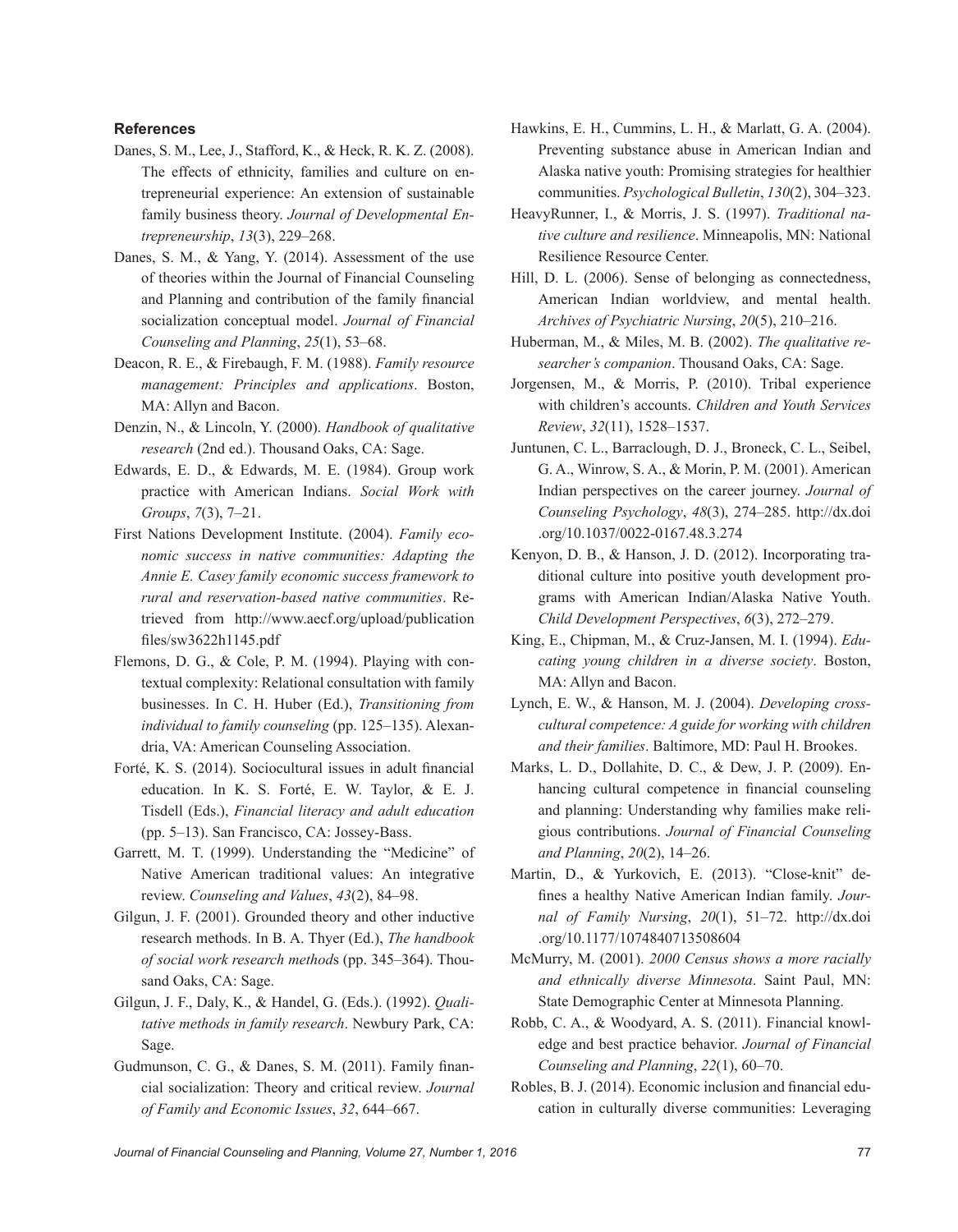### References

Danes, S. M., Lee, J., Stafford, K., & Heck, R. K. Z. (2008). The effects of ethnicity, families and culture on entrepreneurial experience: An extension of sustainable family business theory. *Journal of Developmental Entrepreneurship*, *13*(3), 229–268.

Danes, S. M., & Yang, Y. (2014). Assessment of the use of theories within the Journal of Financial Counseling and Planning and contribution of the family financial socialization conceptual model. *Journal of Financial Counseling and Planning*, *25*(1), 53–68.

Deacon, R. E., & Firebaugh, F. M. (1988). *Family resource management: Principles and applications*. Boston, MA: Allyn and Bacon.

Denzin, N., & Lincoln, Y. (2000). *Handbook of qualitative research* (2nd ed.). Thousand Oaks, CA: Sage.

Edwards, E. D., & Edwards, M. E. (1984). Group work practice with American Indians. *Social Work with Groups*, *7*(3), 7–21.

First Nations Development Institute. (2004). *Family economic success in native communities: Adapting the Annie E. Casey family economic success framework to rural and reservation-based native communities*. Retrieved from http://www.aecf.org/upload/publicationfiles/sw3622h1145.pdf

Flemons, D. G., & Cole, P. M. (1994). Playing with contextual complexity: Relational consultation with family businesses. In C. H. Huber (Ed.), *Transitioning from individual to family counseling* (pp. 125–135). Alexandria, VA: American Counseling Association.

Forté, K. S. (2014). Sociocultural issues in adult financial education. In K. S. Forté, E. W. Taylor, & E. J. Tisdell (Eds.), *Financial literacy and adult education* (pp. 5–13). San Francisco, CA: Jossey-Bass.

Garrett, M. T. (1999). Understanding the "Medicine" of Native American traditional values: An integrative review. *Counseling and Values*, *43*(2), 84–98.

Gilgun, J. F. (2001). Grounded theory and other inductive research methods. In B. A. Thyer (Ed.), *The handbook of social work research methods* (pp. 345–364). Thousand Oaks, CA: Sage.

Gilgun, J. F., Daly, K., & Handel, G. (Eds.). (1992). *Qualitative methods in family research*. Newbury Park, CA: Sage.

Gudmunson, C. G., & Danes, S. M. (2011). Family financial socialization: Theory and critical review. *Journal of Family and Economic Issues*, *32*, 644–667.

Hawkins, E. H., Cummins, L. H., & Marlatt, G. A. (2004). Preventing substance abuse in American Indian and Alaska native youth: Promising strategies for healthier communities. *Psychological Bulletin*, *130*(2), 304–323.

HeavyRunner, I., & Morris, J. S. (1997). *Traditional native culture and resilience*. Minneapolis, MN: National Resilience Resource Center.

Hill, D. L. (2006). Sense of belonging as connectedness, American Indian worldview, and mental health. *Archives of Psychiatric Nursing*, *20*(5), 210–216.

Huberman, M., & Miles, M. B. (2002). *The qualitative researcher's companion*. Thousand Oaks, CA: Sage.

Jorgensen, M., & Morris, P. (2010). Tribal experience with children's accounts. *Children and Youth Services Review*, *32*(11), 1528–1537.

Juntunen, C. L., Barraclough, D. J., Broneck, C. L., Seibel, G. A., Winrow, S. A., & Morin, P. M. (2001). American Indian perspectives on the career journey. *Journal of Counseling Psychology*, *48*(3), 274–285. http://dx.doi.org/10.1037/0022-0167.48.3.274

Kenyon, D. B., & Hanson, J. D. (2012). Incorporating traditional culture into positive youth development programs with American Indian/Alaska Native Youth. *Child Development Perspectives*, *6*(3), 272–279.

King, E., Chipman, M., & Cruz-Jansen, M. I. (1994). *Educating young children in a diverse society*. Boston, MA: Allyn and Bacon.

Lynch, E. W., & Hanson, M. J. (2004). *Developing cross-cultural competence: A guide for working with children and their families*. Baltimore, MD: Paul H. Brookes.

Marks, L. D., Dollahite, D. C., & Dew, J. P. (2009). Enhancing cultural competence in financial counseling and planning: Understanding why families make religious contributions. *Journal of Financial Counseling and Planning*, *20*(2), 14–26.

Martin, D., & Yurkovich, E. (2013). "Close-knit" defines a healthy Native American Indian family. *Journal of Family Nursing*, *20*(1), 51–72. http://dx.doi.org/10.1177/1074840713508604

McMurry, M. (2001). *2000 Census shows a more racially and ethnically diverse Minnesota*. Saint Paul, MN: State Demographic Center at Minnesota Planning.

Robb, C. A., & Woodyard, A. S. (2011). Financial knowledge and best practice behavior. *Journal of Financial Counseling and Planning*, *22*(1), 60–70.

Robles, B. J. (2014). Economic inclusion and financial education in culturally diverse communities: Leveraging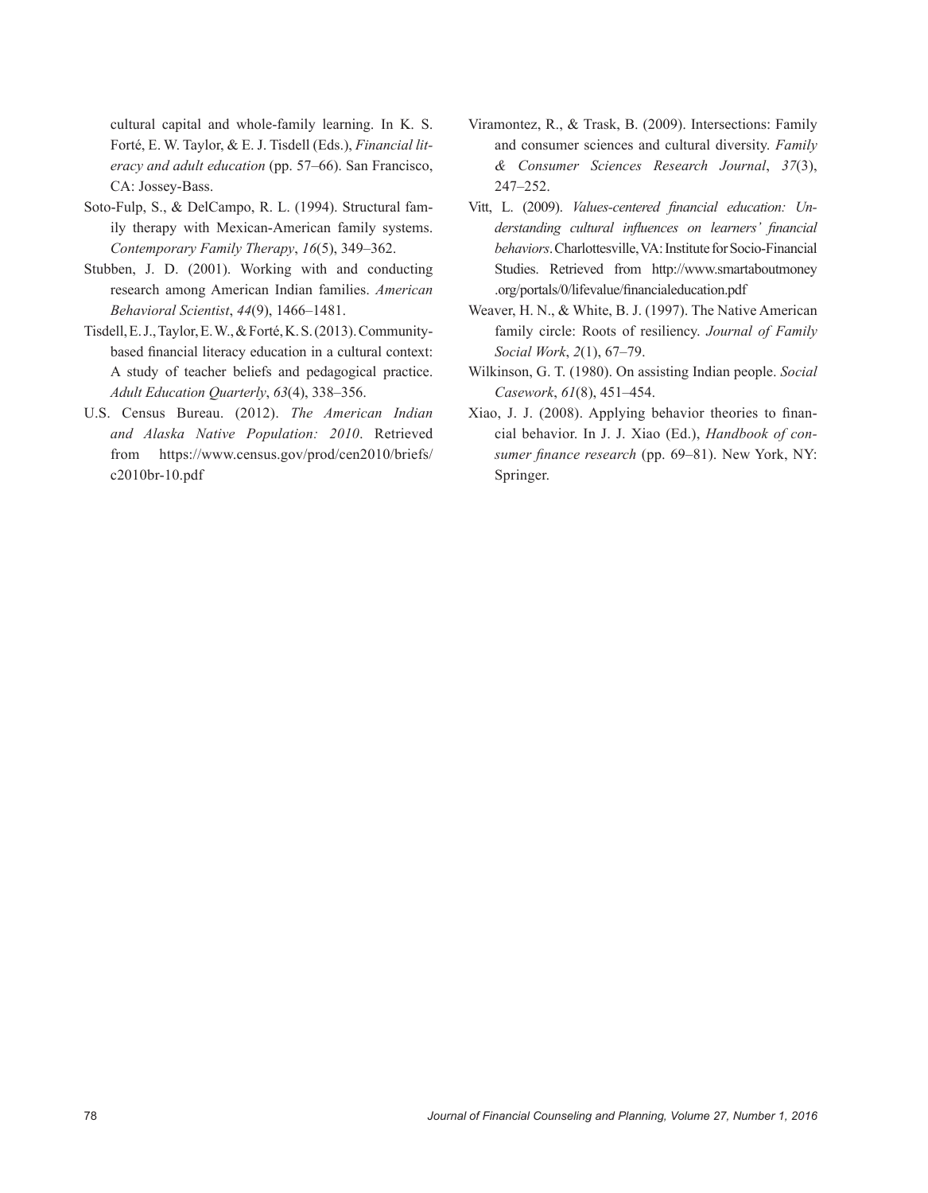cultural capital and whole-family learning. In K. S. Forté, E. W. Taylor, & E. J. Tisdell (Eds.), *Financial literacy and adult education* (pp. 57–66). San Francisco, CA: Jossey-Bass.

Soto-Fulp, S., & DelCampo, R. L. (1994). Structural family therapy with Mexican-American family systems. *Contemporary Family Therapy*, *16*(5), 349–362.

Stubben, J. D. (2001). Working with and conducting research among American Indian families. *American Behavioral Scientist*, *44*(9), 1466–1481.

Tisdell, E. J., Taylor, E. W., & Forté, K. S. (2013). Community-based financial literacy education in a cultural context: A study of teacher beliefs and pedagogical practice. *Adult Education Quarterly*, *63*(4), 338–356.

U.S. Census Bureau. (2012). *The American Indian and Alaska Native Population: 2010*. Retrieved from https://www.census.gov/prod/cen2010/briefs/c2010br-10.pdf

Viramontez, R., & Trask, B. (2009). Intersections: Family and consumer sciences and cultural diversity. *Family & Consumer Sciences Research Journal*, *37*(3), 247–252.

Vitt, L. (2009). *Values-centered financial education: Understanding cultural influences on learners' financial behaviors*. Charlottesville, VA: Institute for Socio-Financial Studies. Retrieved from http://www.smartaboutmoney.org/portals/0/lifevalue/financialeducation.pdf

Weaver, H. N., & White, B. J. (1997). The Native American family circle: Roots of resiliency. *Journal of Family Social Work*, *2*(1), 67–79.

Wilkinson, G. T. (1980). On assisting Indian people. *Social Casework*, *61*(8), 451–454.

Xiao, J. J. (2008). Applying behavior theories to financial behavior. In J. J. Xiao (Ed.), *Handbook of consumer finance research* (pp. 69–81). New York, NY: Springer.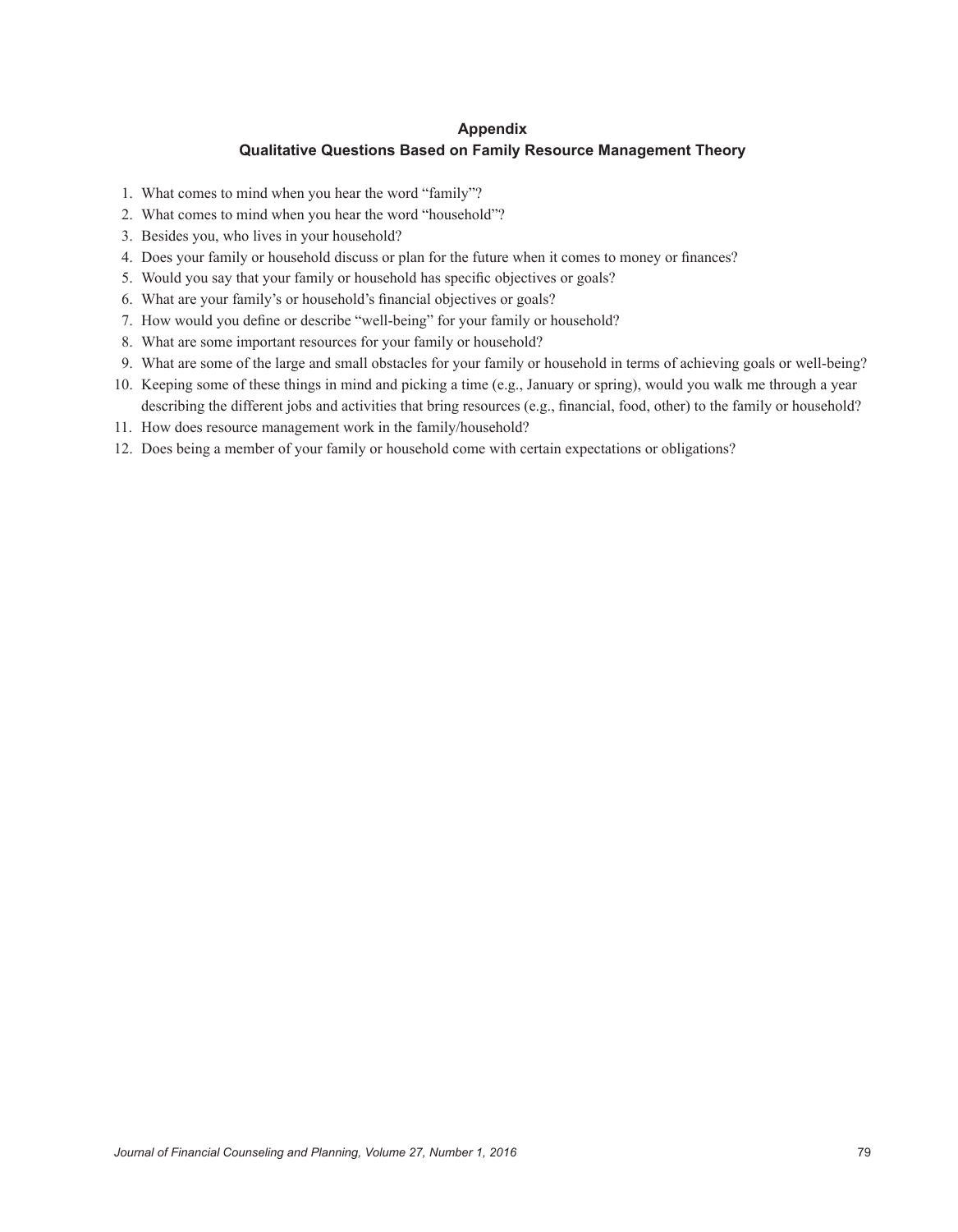## Appendix

### Qualitative Questions Based on Family Resource Management Theory

1. What comes to mind when you hear the word "family"?
2. What comes to mind when you hear the word "household"?
3. Besides you, who lives in your household?
4. Does your family or household discuss or plan for the future when it comes to money or finances?
5. Would you say that your family or household has specific objectives or goals?
6. What are your family's or household's financial objectives or goals?
7. How would you define or describe "well-being" for your family or household?
8. What are some important resources for your family or household?
9. What are some of the large and small obstacles for your family or household in terms of achieving goals or well-being?
10. Keeping some of these things in mind and picking a time (e.g., January or spring), would you walk me through a year describing the different jobs and activities that bring resources (e.g., financial, food, other) to the family or household?
11. How does resource management work in the family/household?
12. Does being a member of your family or household come with certain expectations or obligations?